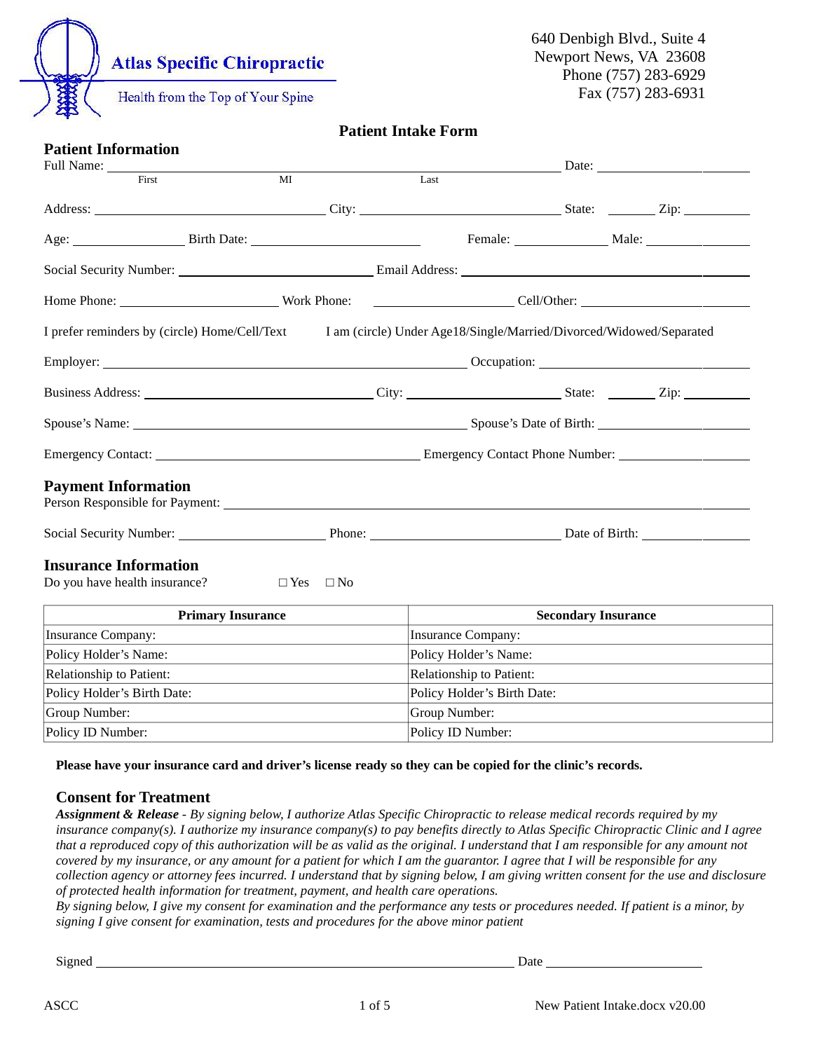**Atlas Specific Chiropractic**

Health from the Top of Your Spine

640 Denbigh Blvd., Suite 4
Newport News, VA 23608
Phone (757) 283-6929
Fax (757) 283-6931

# Patient Intake Form

## Patient Information

Full Name: ______________________________________________ Date: ______________
First MI Last

Address: ______________________________ City: ________________________ State: ______ Zip: __________

Age: ______________ Birth Date: ______________________ Female: ____________ Male: ______________

Social Security Number: __________________________ Email Address: ____________________________________

Home Phone: ____________________ Work Phone: __________________ Cell/Other: ____________________

I prefer reminders by (circle) Home/Cell/Text I am (circle) Under Age18/Single/Married/Divorced/Widowed/Separated

Employer: ______________________________________________ Occupation: ______________________________

Business Address: ______________________________ City: ____________________ State: ______ Zip: __________

Spouse's Name: ______________________________________________ Spouse's Date of Birth: __________________

Emergency Contact: ___________________________________ Emergency Contact Phone Number: __________________

## Payment Information

Person Responsible for Payment: ______________________________________________________________________

Social Security Number: ____________________ Phone: __________________________ Date of Birth: ______________

## Insurance Information

Do you have health insurance? □ Yes □ No

| Primary Insurance | Secondary Insurance |
|---|---|
| Insurance Company: | Insurance Company: |
| Policy Holder's Name: | Policy Holder's Name: |
| Relationship to Patient: | Relationship to Patient: |
| Policy Holder's Birth Date: | Policy Holder's Birth Date: |
| Group Number: | Group Number: |
| Policy ID Number: | Policy ID Number: |

**Please have your insurance card and driver's license ready so they can be copied for the clinic's records.**

## Consent for Treatment

***Assignment & Release*** *- By signing below, I authorize Atlas Specific Chiropractic to release medical records required by my insurance company(s). I authorize my insurance company(s) to pay benefits directly to Atlas Specific Chiropractic Clinic and I agree that a reproduced copy of this authorization will be as valid as the original. I understand that I am responsible for any amount not covered by my insurance, or any amount for a patient for which I am the guarantor. I agree that I will be responsible for any collection agency or attorney fees incurred. I understand that by signing below, I am giving written consent for the use and disclosure of protected health information for treatment, payment, and health care operations.*

*By signing below, I give my consent for examination and the performance any tests or procedures needed. If patient is a minor, by signing I give consent for examination, tests and procedures for the above minor patient*

Signed ______________________________________________________ Date ______________________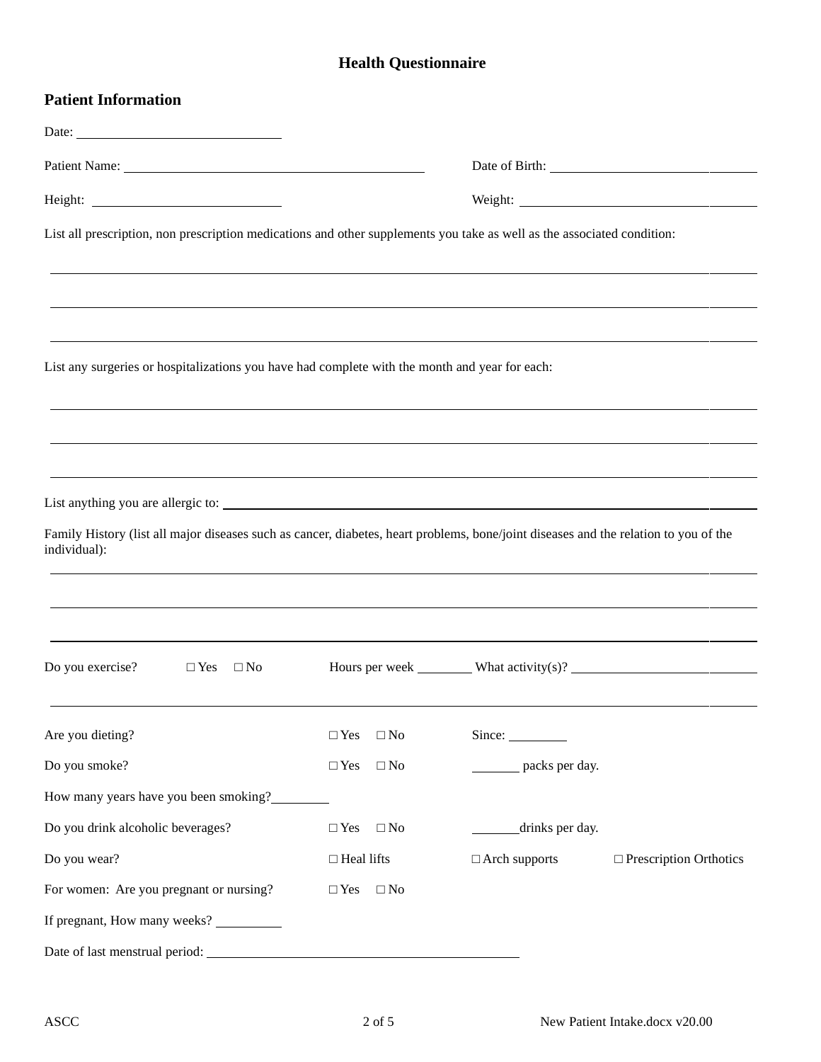# Health Questionnaire

## Patient Information

Date: ______________________________

Patient Name: ______________________________ Date of Birth: ______________________________

Height: ______________________________ Weight: ______________________________

List all prescription, non prescription medications and other supplements you take as well as the associated condition:

______________________________________________________________________________

______________________________________________________________________________

______________________________________________________________________________

List any surgeries or hospitalizations you have had complete with the month and year for each:

______________________________________________________________________________

______________________________________________________________________________

______________________________________________________________________________

List anything you are allergic to: ______________________________________________________________________________

Family History (list all major diseases such as cancer, diabetes, heart problems, bone/joint diseases and the relation to you of the individual):

______________________________________________________________________________

______________________________________________________________________________

______________________________________________________________________________

Do you exercise? □ Yes □ No Hours per week ________ What activity(s)? ______________________________

______________________________________________________________________________

Are you dieting? □ Yes □ No Since: ________

Do you smoke? □ Yes □ No _______ packs per day.

How many years have you been smoking? ________

Do you drink alcoholic beverages? □ Yes □ No _______ drinks per day.

Do you wear? □ Heal lifts □ Arch supports □ Prescription Orthotics

For women: Are you pregnant or nursing? □ Yes □ No

If pregnant, How many weeks? __________

Date of last menstrual period: ______________________________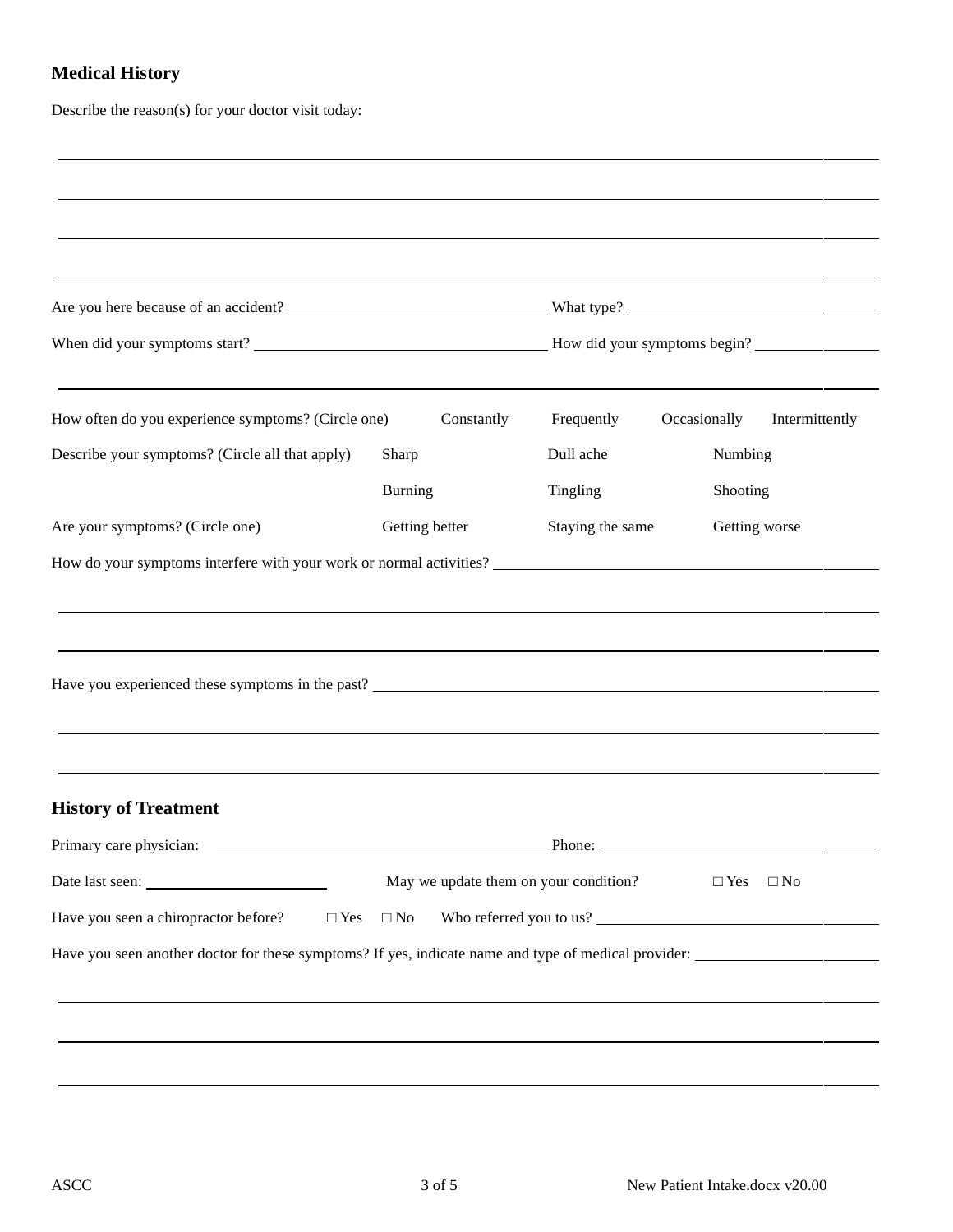## Medical History

Describe the reason(s) for your doctor visit today:

\_\_\_\_\_\_\_\_\_\_\_\_\_\_\_\_\_\_\_\_\_\_\_\_\_\_\_\_\_\_\_\_\_\_\_\_\_\_\_\_\_\_\_\_\_\_\_\_\_\_\_\_\_\_\_\_\_\_\_\_\_\_\_\_\_\_\_\_\_\_\_\_\_\_\_\_

\_\_\_\_\_\_\_\_\_\_\_\_\_\_\_\_\_\_\_\_\_\_\_\_\_\_\_\_\_\_\_\_\_\_\_\_\_\_\_\_\_\_\_\_\_\_\_\_\_\_\_\_\_\_\_\_\_\_\_\_\_\_\_\_\_\_\_\_\_\_\_\_\_\_\_\_

\_\_\_\_\_\_\_\_\_\_\_\_\_\_\_\_\_\_\_\_\_\_\_\_\_\_\_\_\_\_\_\_\_\_\_\_\_\_\_\_\_\_\_\_\_\_\_\_\_\_\_\_\_\_\_\_\_\_\_\_\_\_\_\_\_\_\_\_\_\_\_\_\_\_\_\_

\_\_\_\_\_\_\_\_\_\_\_\_\_\_\_\_\_\_\_\_\_\_\_\_\_\_\_\_\_\_\_\_\_\_\_\_\_\_\_\_\_\_\_\_\_\_\_\_\_\_\_\_\_\_\_\_\_\_\_\_\_\_\_\_\_\_\_\_\_\_\_\_\_\_\_\_

Are you here because of an accident? \_\_\_\_\_\_\_\_\_\_\_\_\_\_\_\_\_\_\_\_\_\_\_\_ What type? \_\_\_\_\_\_\_\_\_\_\_\_\_\_\_\_\_\_\_\_\_\_\_\_

When did your symptoms start? \_\_\_\_\_\_\_\_\_\_\_\_\_\_\_\_\_\_\_\_\_\_\_\_\_\_\_\_ How did your symptoms begin? \_\_\_\_\_\_\_\_\_\_\_\_

\_\_\_\_\_\_\_\_\_\_\_\_\_\_\_\_\_\_\_\_\_\_\_\_\_\_\_\_\_\_\_\_\_\_\_\_\_\_\_\_\_\_\_\_\_\_\_\_\_\_\_\_\_\_\_\_\_\_\_\_\_\_\_\_\_\_\_\_\_\_\_\_\_\_\_\_

How often do you experience symptoms? (Circle one) Constantly Frequently Occasionally Intermittently

| | | | |
|---|---|---|---|
| Describe your symptoms? (Circle all that apply) | Sharp | Dull ache | Numbing |
| | Burning | Tingling | Shooting |
| Are your symptoms? (Circle one) | Getting better | Staying the same | Getting worse |

How do your symptoms interfere with your work or normal activities? \_\_\_\_\_\_\_\_\_\_\_\_\_\_\_\_\_\_\_\_\_\_\_\_\_\_\_\_

\_\_\_\_\_\_\_\_\_\_\_\_\_\_\_\_\_\_\_\_\_\_\_\_\_\_\_\_\_\_\_\_\_\_\_\_\_\_\_\_\_\_\_\_\_\_\_\_\_\_\_\_\_\_\_\_\_\_\_\_\_\_\_\_\_\_\_\_\_\_\_\_\_\_\_\_

\_\_\_\_\_\_\_\_\_\_\_\_\_\_\_\_\_\_\_\_\_\_\_\_\_\_\_\_\_\_\_\_\_\_\_\_\_\_\_\_\_\_\_\_\_\_\_\_\_\_\_\_\_\_\_\_\_\_\_\_\_\_\_\_\_\_\_\_\_\_\_\_\_\_\_\_

Have you experienced these symptoms in the past? \_\_\_\_\_\_\_\_\_\_\_\_\_\_\_\_\_\_\_\_\_\_\_\_\_\_\_\_\_\_\_\_\_\_\_\_\_\_\_\_

\_\_\_\_\_\_\_\_\_\_\_\_\_\_\_\_\_\_\_\_\_\_\_\_\_\_\_\_\_\_\_\_\_\_\_\_\_\_\_\_\_\_\_\_\_\_\_\_\_\_\_\_\_\_\_\_\_\_\_\_\_\_\_\_\_\_\_\_\_\_\_\_\_\_\_\_

\_\_\_\_\_\_\_\_\_\_\_\_\_\_\_\_\_\_\_\_\_\_\_\_\_\_\_\_\_\_\_\_\_\_\_\_\_\_\_\_\_\_\_\_\_\_\_\_\_\_\_\_\_\_\_\_\_\_\_\_\_\_\_\_\_\_\_\_\_\_\_\_\_\_\_\_

## History of Treatment

Primary care physician: \_\_\_\_\_\_\_\_\_\_\_\_\_\_\_\_\_\_\_\_\_\_\_\_\_\_\_\_ Phone: \_\_\_\_\_\_\_\_\_\_\_\_\_\_\_\_\_\_\_\_\_\_\_\_

Date last seen: \_\_\_\_\_\_\_\_\_\_\_\_\_\_\_\_ May we update them on your condition? □ Yes □ No

Have you seen a chiropractor before? □ Yes □ No Who referred you to us? \_\_\_\_\_\_\_\_\_\_\_\_\_\_\_\_\_\_\_\_\_\_\_\_

Have you seen another doctor for these symptoms? If yes, indicate name and type of medical provider: \_\_\_\_\_\_\_\_\_\_\_\_\_\_\_\_

\_\_\_\_\_\_\_\_\_\_\_\_\_\_\_\_\_\_\_\_\_\_\_\_\_\_\_\_\_\_\_\_\_\_\_\_\_\_\_\_\_\_\_\_\_\_\_\_\_\_\_\_\_\_\_\_\_\_\_\_\_\_\_\_\_\_\_\_\_\_\_\_\_\_\_\_

\_\_\_\_\_\_\_\_\_\_\_\_\_\_\_\_\_\_\_\_\_\_\_\_\_\_\_\_\_\_\_\_\_\_\_\_\_\_\_\_\_\_\_\_\_\_\_\_\_\_\_\_\_\_\_\_\_\_\_\_\_\_\_\_\_\_\_\_\_\_\_\_\_\_\_\_

\_\_\_\_\_\_\_\_\_\_\_\_\_\_\_\_\_\_\_\_\_\_\_\_\_\_\_\_\_\_\_\_\_\_\_\_\_\_\_\_\_\_\_\_\_\_\_\_\_\_\_\_\_\_\_\_\_\_\_\_\_\_\_\_\_\_\_\_\_\_\_\_\_\_\_\_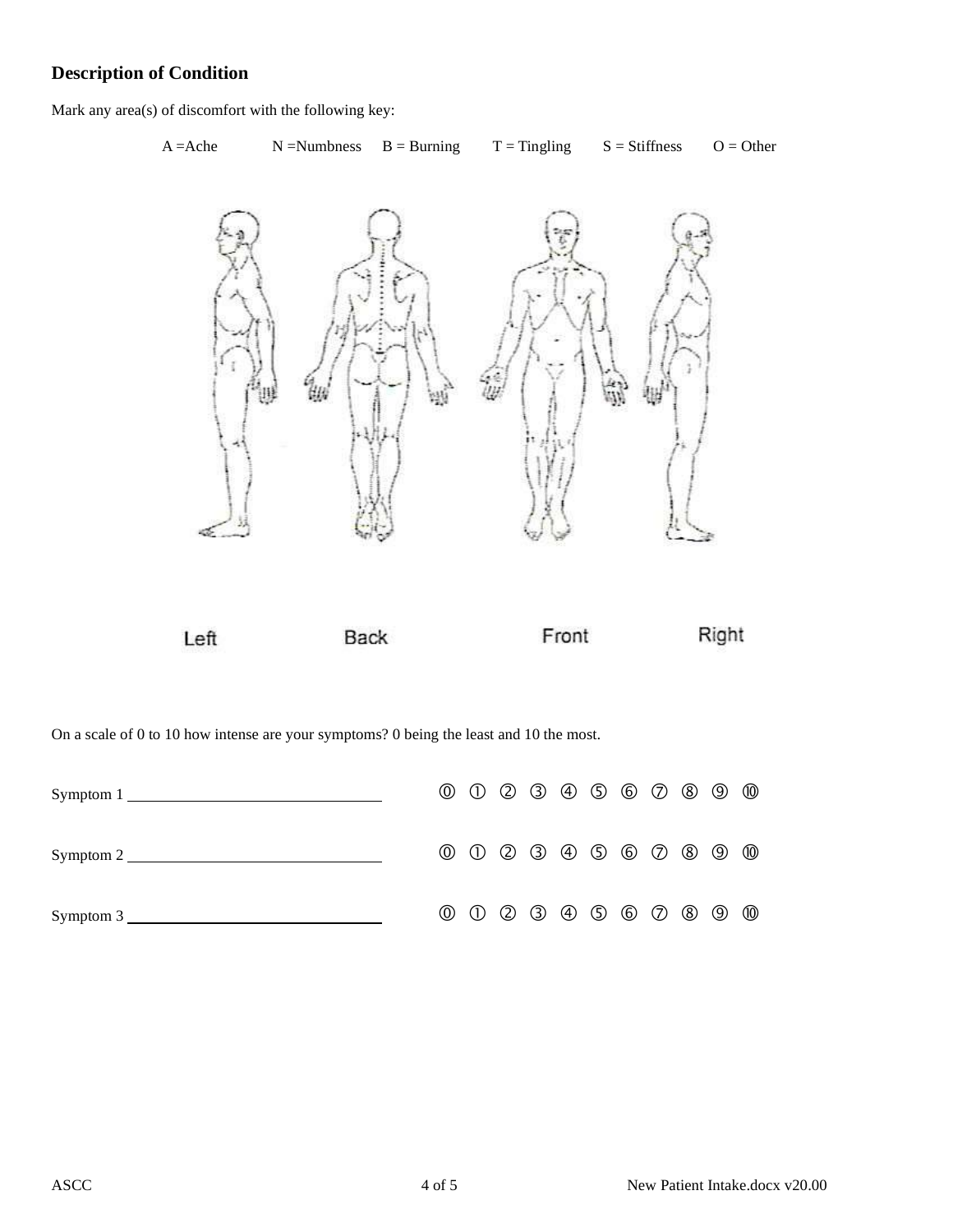## Description of Condition

Mark any area(s) of discomfort with the following key:

A =Ache    N =Numbness    B = Burning    T = Tingling    S = Stiffness    O = Other

Left    Back    Front    Right

On a scale of 0 to 10 how intense are your symptoms? 0 being the least and 10 the most.

Symptom 1 ________________________________    ⓪ ① ② ③ ④ ⑤ ⑥ ⑦ ⑧ ⑨ ⑩

Symptom 2 ________________________________    ⓪ ① ② ③ ④ ⑤ ⑥ ⑦ ⑧ ⑨ ⑩

Symptom 3 ________________________________    ⓪ ① ② ③ ④ ⑤ ⑥ ⑦ ⑧ ⑨ ⑩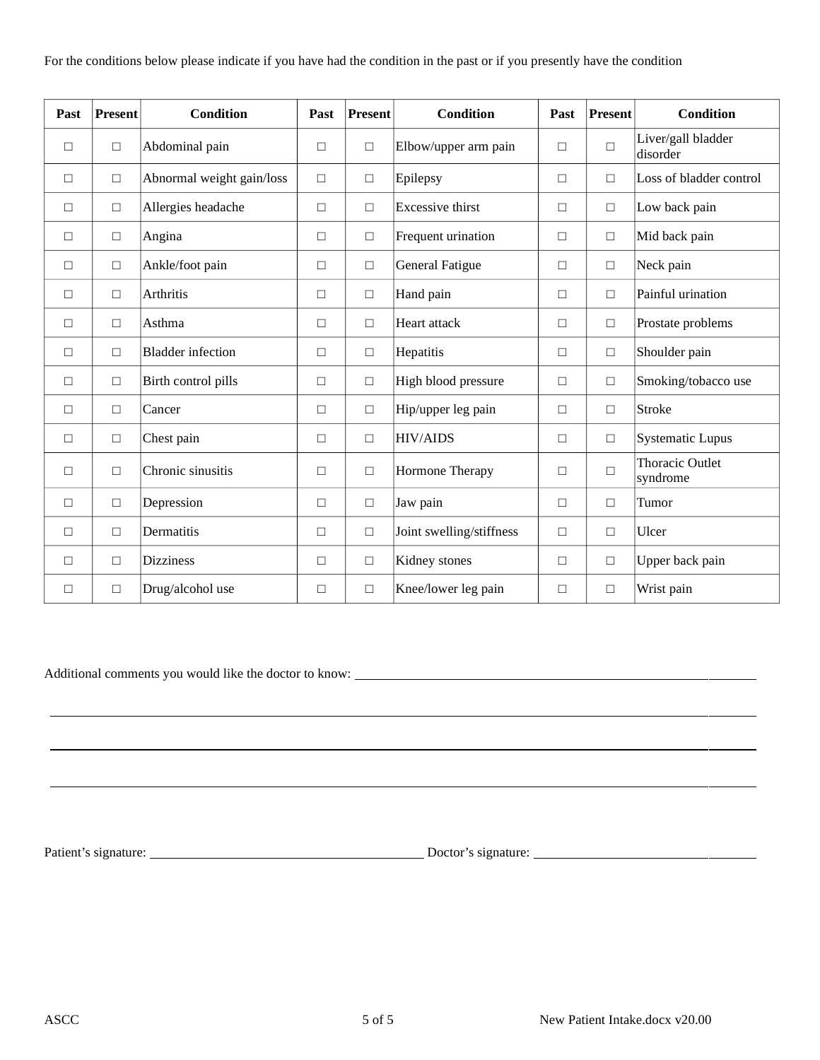For the conditions below please indicate if you have had the condition in the past or if you presently have the condition

| Past | Present | Condition | Past | Present | Condition | Past | Present | Condition |
|---|---|---|---|---|---|---|---|---|
| □ | □ | Abdominal pain | □ | □ | Elbow/upper arm pain | □ | □ | Liver/gall bladder disorder |
| □ | □ | Abnormal weight gain/loss | □ | □ | Epilepsy | □ | □ | Loss of bladder control |
| □ | □ | Allergies headache | □ | □ | Excessive thirst | □ | □ | Low back pain |
| □ | □ | Angina | □ | □ | Frequent urination | □ | □ | Mid back pain |
| □ | □ | Ankle/foot pain | □ | □ | General Fatigue | □ | □ | Neck pain |
| □ | □ | Arthritis | □ | □ | Hand pain | □ | □ | Painful urination |
| □ | □ | Asthma | □ | □ | Heart attack | □ | □ | Prostate problems |
| □ | □ | Bladder infection | □ | □ | Hepatitis | □ | □ | Shoulder pain |
| □ | □ | Birth control pills | □ | □ | High blood pressure | □ | □ | Smoking/tobacco use |
| □ | □ | Cancer | □ | □ | Hip/upper leg pain | □ | □ | Stroke |
| □ | □ | Chest pain | □ | □ | HIV/AIDS | □ | □ | Systematic Lupus |
| □ | □ | Chronic sinusitis | □ | □ | Hormone Therapy | □ | □ | Thoracic Outlet syndrome |
| □ | □ | Depression | □ | □ | Jaw pain | □ | □ | Tumor |
| □ | □ | Dermatitis | □ | □ | Joint swelling/stiffness | □ | □ | Ulcer |
| □ | □ | Dizziness | □ | □ | Kidney stones | □ | □ | Upper back pain |
| □ | □ | Drug/alcohol use | □ | □ | Knee/lower leg pain | □ | □ | Wrist pain |

Additional comments you would like the doctor to know: ________________________________________

____________________________________________________________________________

____________________________________________________________________________

____________________________________________________________________________

Patient's signature: ______________________________ Doctor's signature: ______________________________